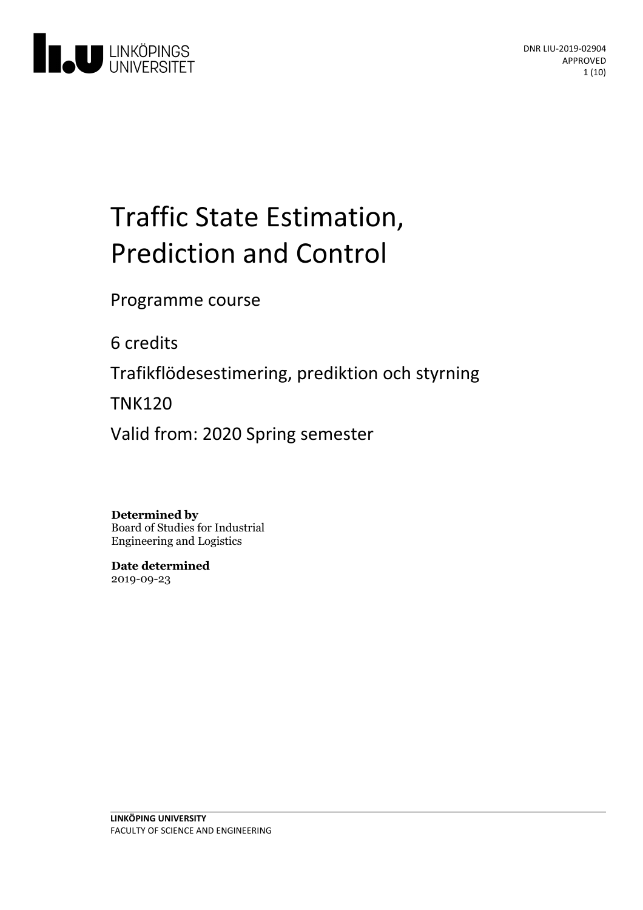DNR LIU-2019-02904
APPROVED

# Traffic State Estimation, Prediction and Control

Programme course

6 credits

Trafikflödesestimering, prediktion och styrning

TNK120

Valid from: 2020 Spring semester

**Determined by**
Board of Studies for Industrial Engineering and Logistics

**Date determined**
2019-09-23

**LINKÖPING UNIVERSITY**
FACULTY OF SCIENCE AND ENGINEERING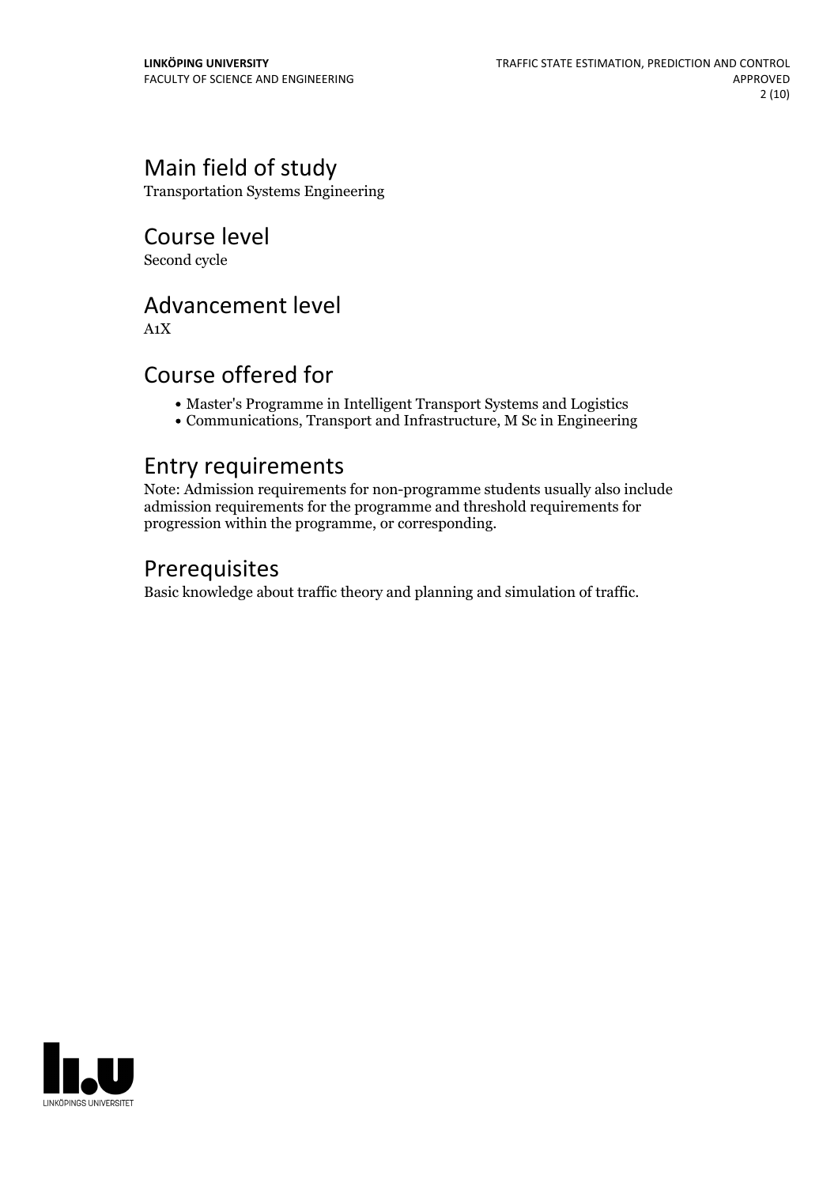## Main field of study

Transportation Systems Engineering

## Course level

Second cycle

## Advancement level

A1X

## Course offered for

- Master's Programme in Intelligent Transport Systems and Logistics
- Communications, Transport and Infrastructure, M Sc in Engineering

## Entry requirements

Note: Admission requirements for non-programme students usually also include admission requirements for the programme and threshold requirements for progression within the programme, or corresponding.

## Prerequisites

Basic knowledge about traffic theory and planning and simulation of traffic.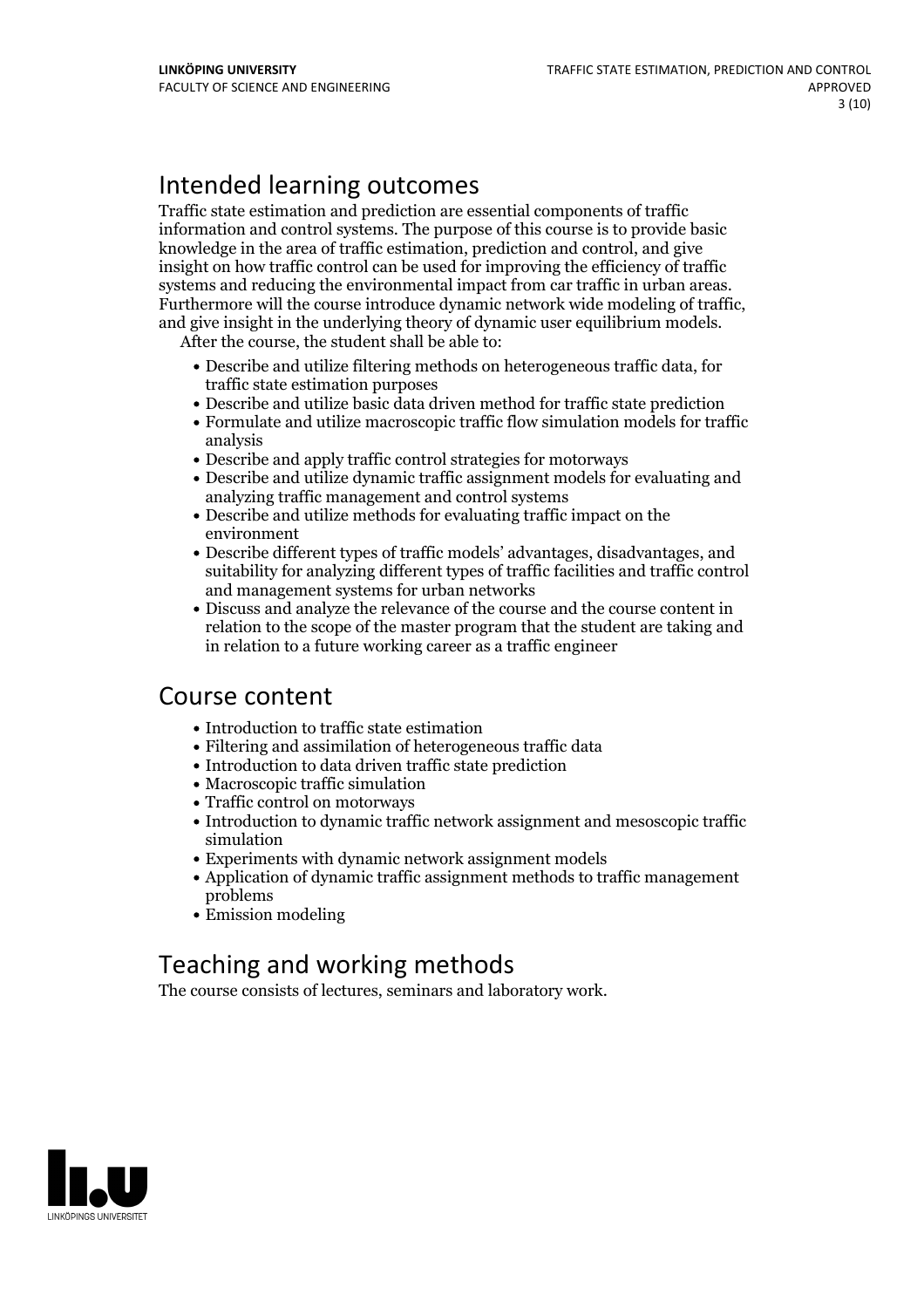## Intended learning outcomes

Traffic state estimation and prediction are essential components of traffic information and control systems. The purpose of this course is to provide basic knowledge in the area of traffic estimation, prediction and control, and give insight on how traffic control can be used for improving the efficiency of traffic systems and reducing the environmental impact from car traffic in urban areas. Furthermore will the course introduce dynamic network wide modeling of traffic, and give insight in the underlying theory of dynamic user equilibrium models.

After the course, the student shall be able to:

- Describe and utilize filtering methods on heterogeneous traffic data, for traffic state estimation purposes
- Describe and utilize basic data driven method for traffic state prediction
- Formulate and utilize macroscopic traffic flow simulation models for traffic analysis
- Describe and apply traffic control strategies for motorways
- Describe and utilize dynamic traffic assignment models for evaluating and analyzing traffic management and control systems
- Describe and utilize methods for evaluating traffic impact on the environment
- Describe different types of traffic models' advantages, disadvantages, and suitability for analyzing different types of traffic facilities and traffic control and management systems for urban networks
- Discuss and analyze the relevance of the course and the course content in relation to the scope of the master program that the student are taking and in relation to a future working career as a traffic engineer

## Course content

- Introduction to traffic state estimation
- Filtering and assimilation of heterogeneous traffic data
- Introduction to data driven traffic state prediction
- Macroscopic traffic simulation
- Traffic control on motorways
- Introduction to dynamic traffic network assignment and mesoscopic traffic simulation
- Experiments with dynamic network assignment models
- Application of dynamic traffic assignment methods to traffic management problems
- Emission modeling

## Teaching and working methods

The course consists of lectures, seminars and laboratory work.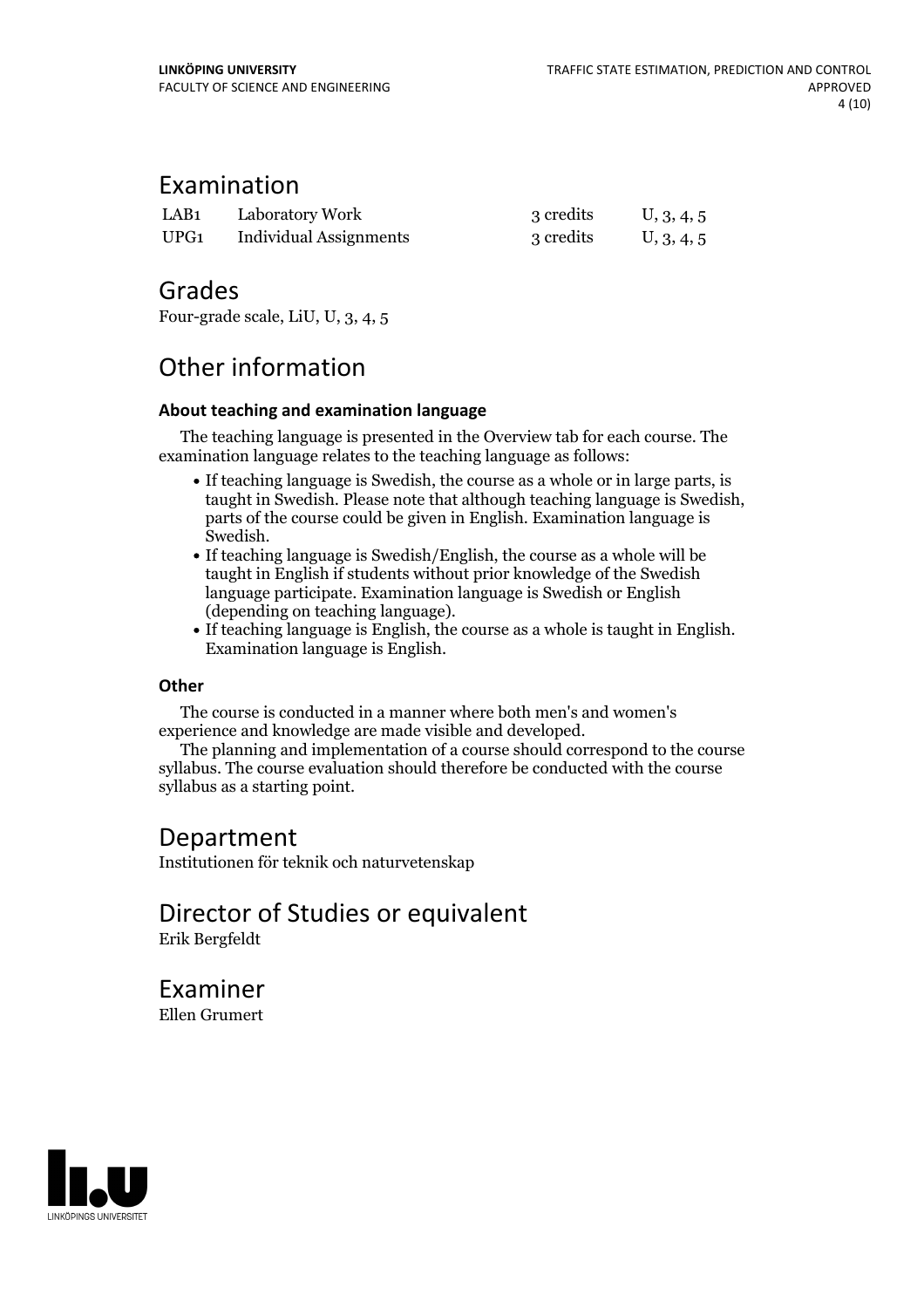## Examination

| | | | |
|---|---|---|---|
| LAB1 | Laboratory Work | 3 credits | U, 3, 4, 5 |
| UPG1 | Individual Assignments | 3 credits | U, 3, 4, 5 |

## Grades

Four-grade scale, LiU, U, 3, 4, 5

## Other information

### About teaching and examination language

The teaching language is presented in the Overview tab for each course. The examination language relates to the teaching language as follows:

- If teaching language is Swedish, the course as a whole or in large parts, is taught in Swedish. Please note that although teaching language is Swedish, parts of the course could be given in English. Examination language is Swedish.
- If teaching language is Swedish/English, the course as a whole will be taught in English if students without prior knowledge of the Swedish language participate. Examination language is Swedish or English (depending on teaching language).
- If teaching language is English, the course as a whole is taught in English. Examination language is English.

### Other

The course is conducted in a manner where both men's and women's experience and knowledge are made visible and developed.

The planning and implementation of a course should correspond to the course syllabus. The course evaluation should therefore be conducted with the course syllabus as a starting point.

## Department

Institutionen för teknik och naturvetenskap

## Director of Studies or equivalent

Erik Bergfeldt

## Examiner

Ellen Grumert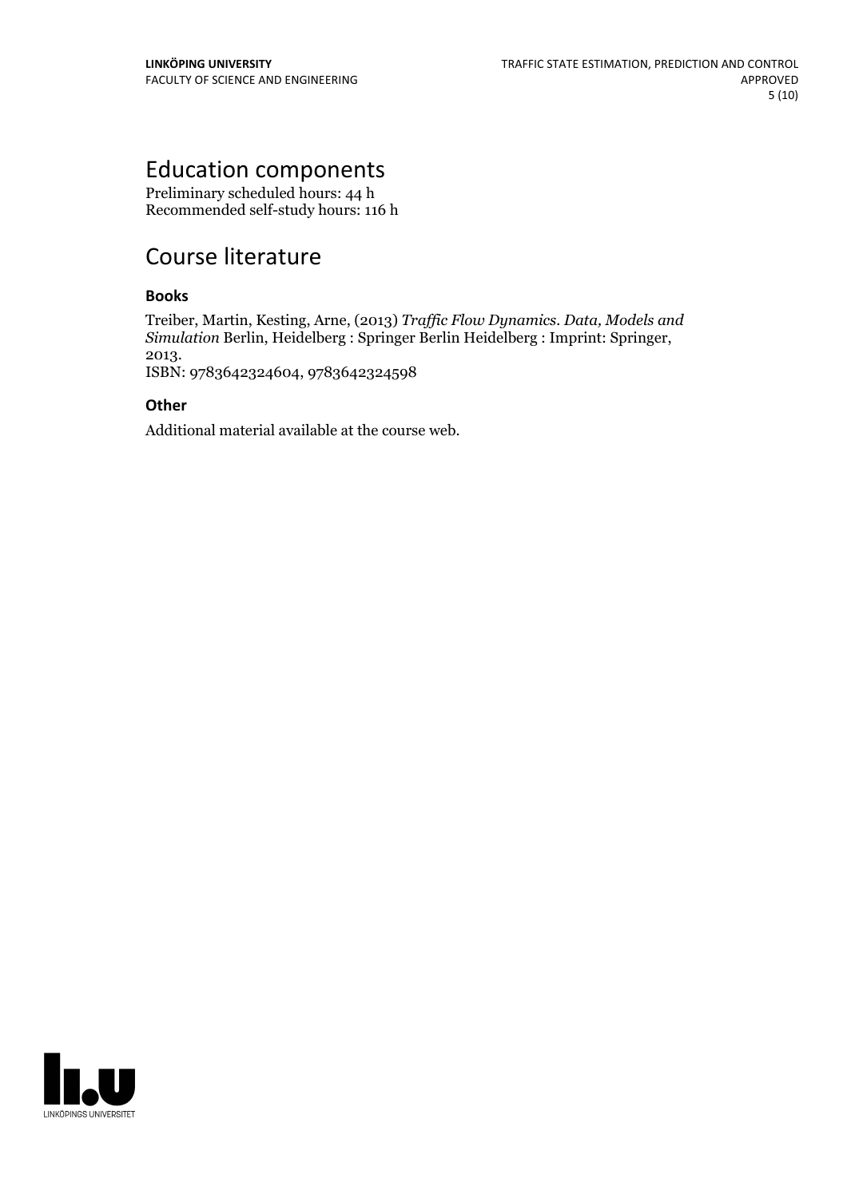## Education components

Preliminary scheduled hours: 44 h
Recommended self-study hours: 116 h

## Course literature

### Books

Treiber, Martin, Kesting, Arne, (2013) *Traffic Flow Dynamics. Data, Models and Simulation* Berlin, Heidelberg : Springer Berlin Heidelberg : Imprint: Springer, 2013.
ISBN: 9783642324604, 9783642324598

### Other

Additional material available at the course web.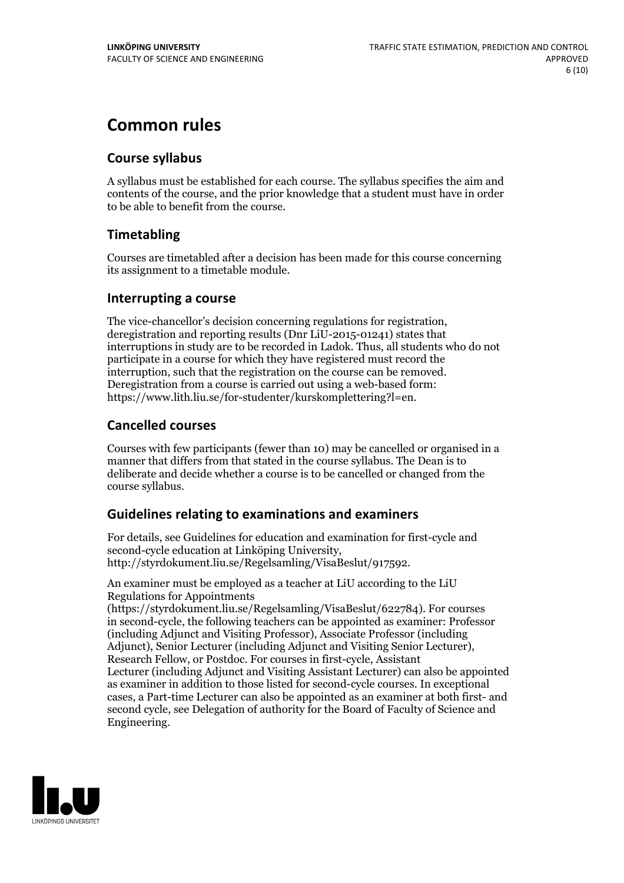# Common rules

## Course syllabus

A syllabus must be established for each course. The syllabus specifies the aim and contents of the course, and the prior knowledge that a student must have in order to be able to benefit from the course.

## Timetabling

Courses are timetabled after a decision has been made for this course concerning its assignment to a timetable module.

## Interrupting a course

The vice-chancellor's decision concerning regulations for registration, deregistration and reporting results (Dnr LiU-2015-01241) states that interruptions in study are to be recorded in Ladok. Thus, all students who do not participate in a course for which they have registered must record the interruption, such that the registration on the course can be removed. Deregistration from a course is carried out using a web-based form: https://www.lith.liu.se/for-studenter/kurskomplettering?l=en.

## Cancelled courses

Courses with few participants (fewer than 10) may be cancelled or organised in a manner that differs from that stated in the course syllabus. The Dean is to deliberate and decide whether a course is to be cancelled or changed from the course syllabus.

## Guidelines relating to examinations and examiners

For details, see Guidelines for education and examination for first-cycle and second-cycle education at Linköping University, http://styrdokument.liu.se/Regelsamling/VisaBeslut/917592.

An examiner must be employed as a teacher at LiU according to the LiU Regulations for Appointments (https://styrdokument.liu.se/Regelsamling/VisaBeslut/622784). For courses in second-cycle, the following teachers can be appointed as examiner: Professor (including Adjunct and Visiting Professor), Associate Professor (including Adjunct), Senior Lecturer (including Adjunct and Visiting Senior Lecturer), Research Fellow, or Postdoc. For courses in first-cycle, Assistant Lecturer (including Adjunct and Visiting Assistant Lecturer) can also be appointed as examiner in addition to those listed for second-cycle courses. In exceptional cases, a Part-time Lecturer can also be appointed as an examiner at both first- and second cycle, see Delegation of authority for the Board of Faculty of Science and Engineering.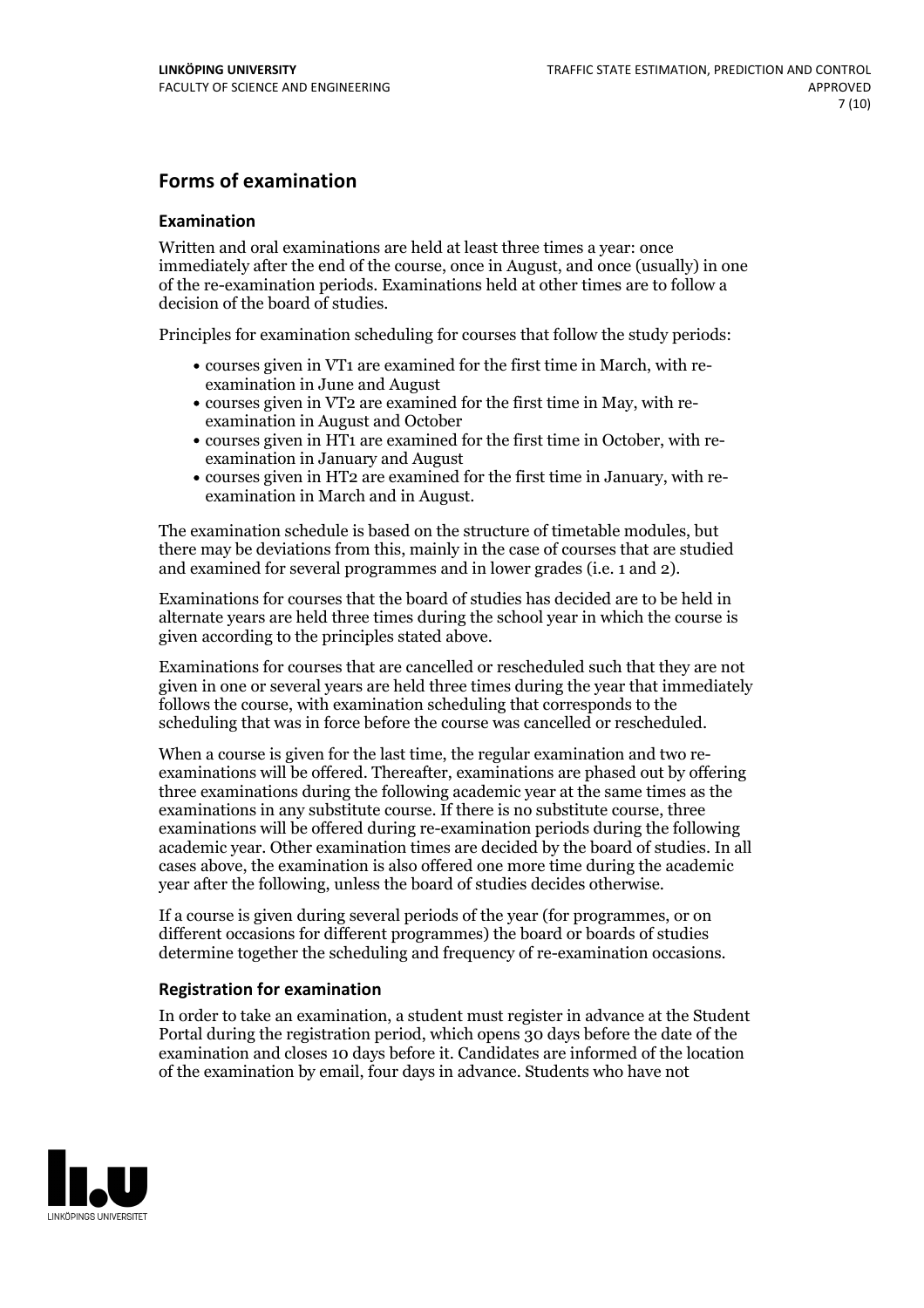## Forms of examination

### Examination

Written and oral examinations are held at least three times a year: once immediately after the end of the course, once in August, and once (usually) in one of the re-examination periods. Examinations held at other times are to follow a decision of the board of studies.

Principles for examination scheduling for courses that follow the study periods:

- courses given in VT1 are examined for the first time in March, with re-examination in June and August
- courses given in VT2 are examined for the first time in May, with re-examination in August and October
- courses given in HT1 are examined for the first time in October, with re-examination in January and August
- courses given in HT2 are examined for the first time in January, with re-examination in March and in August.

The examination schedule is based on the structure of timetable modules, but there may be deviations from this, mainly in the case of courses that are studied and examined for several programmes and in lower grades (i.e. 1 and 2).

Examinations for courses that the board of studies has decided are to be held in alternate years are held three times during the school year in which the course is given according to the principles stated above.

Examinations for courses that are cancelled or rescheduled such that they are not given in one or several years are held three times during the year that immediately follows the course, with examination scheduling that corresponds to the scheduling that was in force before the course was cancelled or rescheduled.

When a course is given for the last time, the regular examination and two re-examinations will be offered. Thereafter, examinations are phased out by offering three examinations during the following academic year at the same times as the examinations in any substitute course. If there is no substitute course, three examinations will be offered during re-examination periods during the following academic year. Other examination times are decided by the board of studies. In all cases above, the examination is also offered one more time during the academic year after the following, unless the board of studies decides otherwise.

If a course is given during several periods of the year (for programmes, or on different occasions for different programmes) the board or boards of studies determine together the scheduling and frequency of re-examination occasions.

### Registration for examination

In order to take an examination, a student must register in advance at the Student Portal during the registration period, which opens 30 days before the date of the examination and closes 10 days before it. Candidates are informed of the location of the examination by email, four days in advance. Students who have not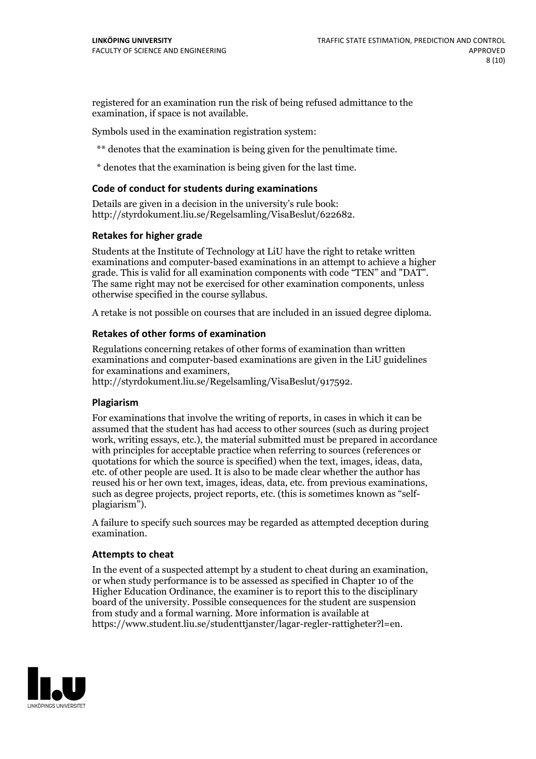registered for an examination run the risk of being refused admittance to the examination, if space is not available.

Symbols used in the examination registration system:

** denotes that the examination is being given for the penultimate time.

* denotes that the examination is being given for the last time.

### Code of conduct for students during examinations

Details are given in a decision in the university's rule book: http://styrdokument.liu.se/Regelsamling/VisaBeslut/622682.

### Retakes for higher grade

Students at the Institute of Technology at LiU have the right to retake written examinations and computer-based examinations in an attempt to achieve a higher grade. This is valid for all examination components with code "TEN" and "DAT". The same right may not be exercised for other examination components, unless otherwise specified in the course syllabus.

A retake is not possible on courses that are included in an issued degree diploma.

### Retakes of other forms of examination

Regulations concerning retakes of other forms of examination than written examinations and computer-based examinations are given in the LiU guidelines for examinations and examiners, http://styrdokument.liu.se/Regelsamling/VisaBeslut/917592.

### Plagiarism

For examinations that involve the writing of reports, in cases in which it can be assumed that the student has had access to other sources (such as during project work, writing essays, etc.), the material submitted must be prepared in accordance with principles for acceptable practice when referring to sources (references or quotations for which the source is specified) when the text, images, ideas, data, etc. of other people are used. It is also to be made clear whether the author has reused his or her own text, images, ideas, data, etc. from previous examinations, such as degree projects, project reports, etc. (this is sometimes known as "self-plagiarism").

A failure to specify such sources may be regarded as attempted deception during examination.

### Attempts to cheat

In the event of a suspected attempt by a student to cheat during an examination, or when study performance is to be assessed as specified in Chapter 10 of the Higher Education Ordinance, the examiner is to report this to the disciplinary board of the university. Possible consequences for the student are suspension from study and a formal warning. More information is available at https://www.student.liu.se/studenttjanster/lagar-regler-rattigheter?l=en.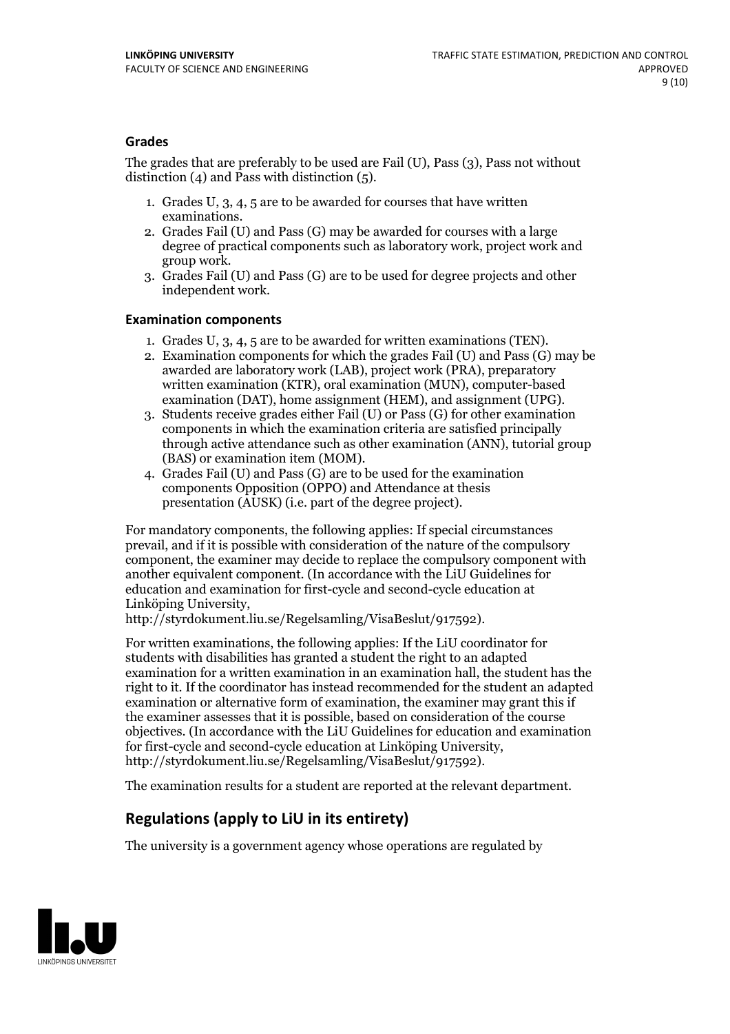### Grades

The grades that are preferably to be used are Fail (U), Pass (3), Pass not without distinction (4) and Pass with distinction (5).

1. Grades U, 3, 4, 5 are to be awarded for courses that have written examinations.
2. Grades Fail (U) and Pass (G) may be awarded for courses with a large degree of practical components such as laboratory work, project work and group work.
3. Grades Fail (U) and Pass (G) are to be used for degree projects and other independent work.

### Examination components

1. Grades U, 3, 4, 5 are to be awarded for written examinations (TEN).
2. Examination components for which the grades Fail (U) and Pass (G) may be awarded are laboratory work (LAB), project work (PRA), preparatory written examination (KTR), oral examination (MUN), computer-based examination (DAT), home assignment (HEM), and assignment (UPG).
3. Students receive grades either Fail (U) or Pass (G) for other examination components in which the examination criteria are satisfied principally through active attendance such as other examination (ANN), tutorial group (BAS) or examination item (MOM).
4. Grades Fail (U) and Pass (G) are to be used for the examination components Opposition (OPPO) and Attendance at thesis presentation (AUSK) (i.e. part of the degree project).

For mandatory components, the following applies: If special circumstances prevail, and if it is possible with consideration of the nature of the compulsory component, the examiner may decide to replace the compulsory component with another equivalent component. (In accordance with the LiU Guidelines for education and examination for first-cycle and second-cycle education at Linköping University, http://styrdokument.liu.se/Regelsamling/VisaBeslut/917592).

For written examinations, the following applies: If the LiU coordinator for students with disabilities has granted a student the right to an adapted examination for a written examination in an examination hall, the student has the right to it. If the coordinator has instead recommended for the student an adapted examination or alternative form of examination, the examiner may grant this if the examiner assesses that it is possible, based on consideration of the course objectives. (In accordance with the LiU Guidelines for education and examination for first-cycle and second-cycle education at Linköping University, http://styrdokument.liu.se/Regelsamling/VisaBeslut/917592).

The examination results for a student are reported at the relevant department.

## Regulations (apply to LiU in its entirety)

The university is a government agency whose operations are regulated by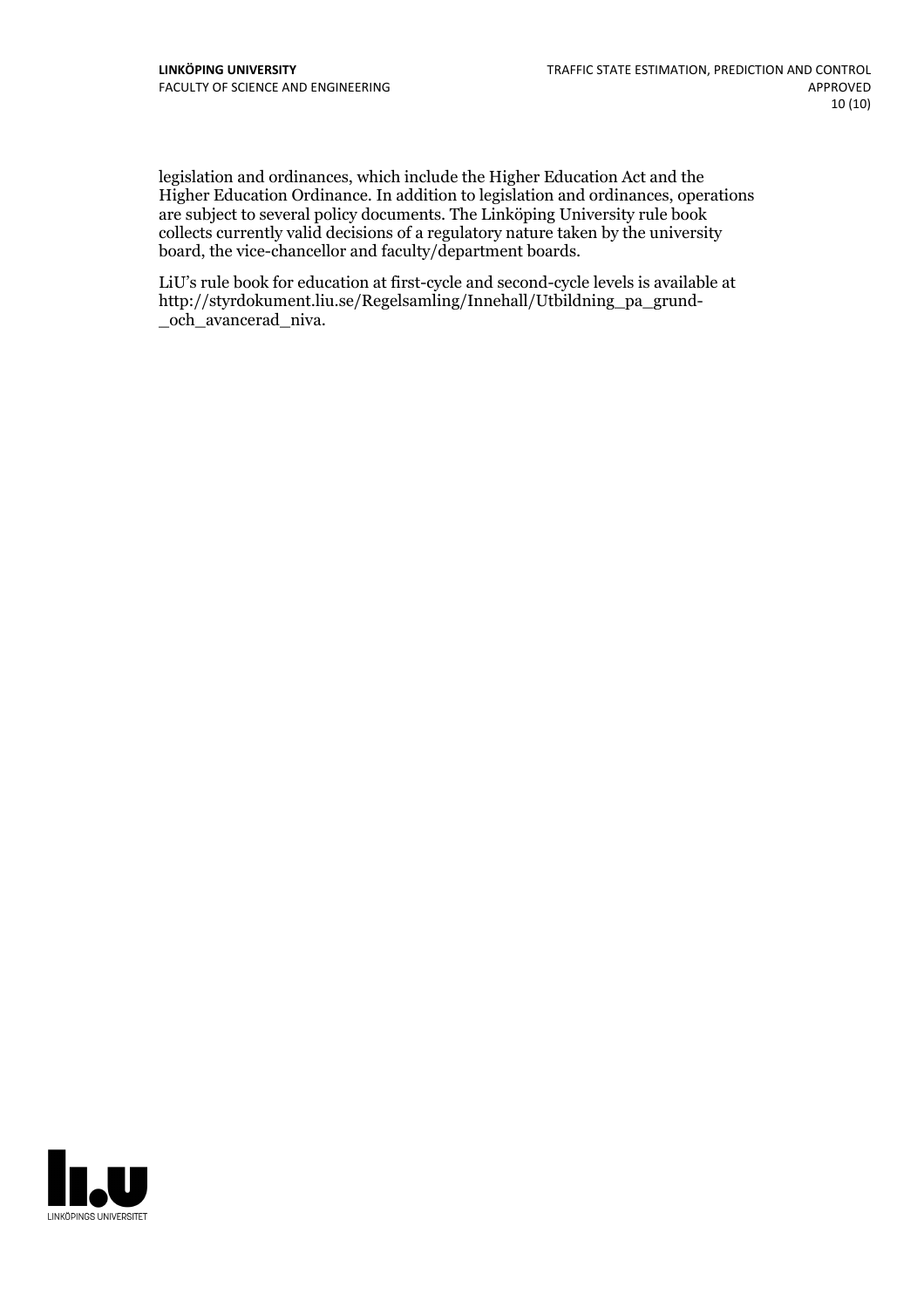legislation and ordinances, which include the Higher Education Act and the Higher Education Ordinance. In addition to legislation and ordinances, operations are subject to several policy documents. The Linköping University rule book collects currently valid decisions of a regulatory nature taken by the university board, the vice-chancellor and faculty/department boards.

LiU's rule book for education at first-cycle and second-cycle levels is available at http://styrdokument.liu.se/Regelsamling/Innehall/Utbildning_pa_grund-_och_avancerad_niva.